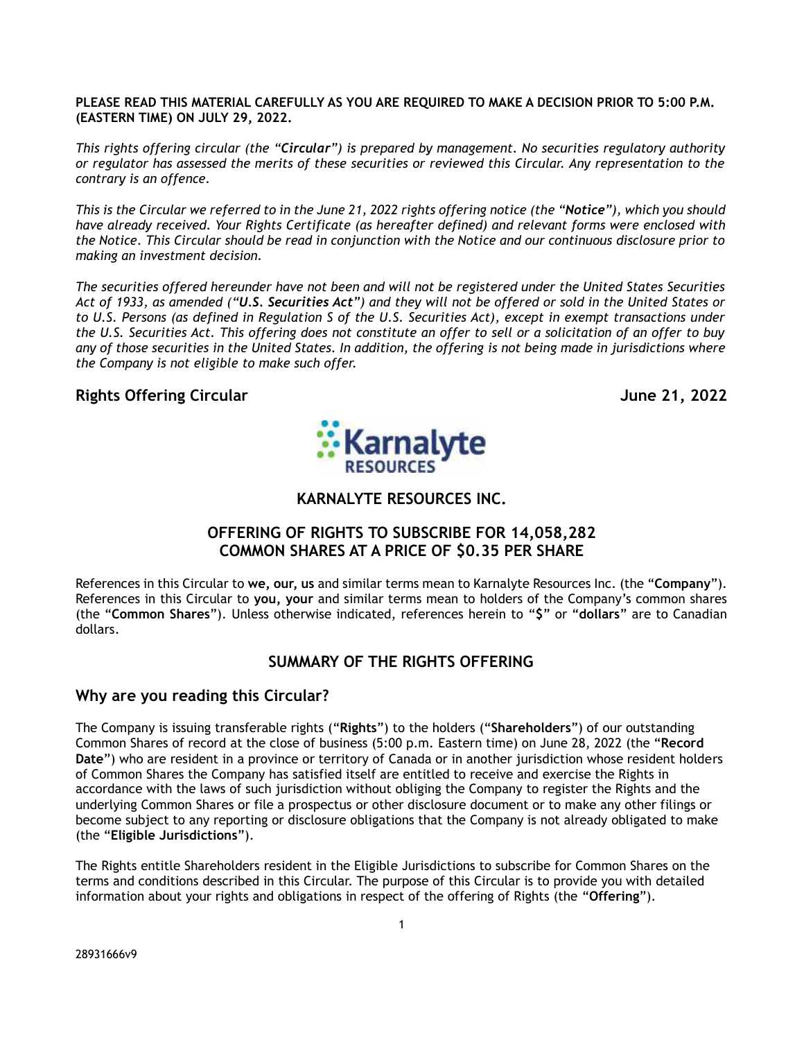**PLEASE READ THIS MATERIAL CAREFULLY AS YOU ARE REQUIRED TO MAKE A DECISION PRIOR TO 5:00 P.M. (EASTERN TIME) ON JULY 29, 2022.**

*This rights offering circular (the "**Circular**") is prepared by management. No securities regulatory authority or regulator has assessed the merits of these securities or reviewed this Circular. Any representation to the contrary is an offence.*

*This is the Circular we referred to in the June 21, 2022 rights offering notice (the "**Notice**"), which you should have already received. Your Rights Certificate (as hereafter defined) and relevant forms were enclosed with the Notice. This Circular should be read in conjunction with the Notice and our continuous disclosure prior to making an investment decision.*

*The securities offered hereunder have not been and will not be registered under the United States Securities Act of 1933, as amended ("**U.S. Securities Act**") and they will not be offered or sold in the United States or to U.S. Persons (as defined in Regulation S of the U.S. Securities Act), except in exempt transactions under the U.S. Securities Act. This offering does not constitute an offer to sell or a solicitation of an offer to buy any of those securities in the United States. In addition, the offering is not being made in jurisdictions where the Company is not eligible to make such offer.*

**Rights Offering Circular** **June 21, 2022**

# KARNALYTE RESOURCES INC.

## OFFERING OF RIGHTS TO SUBSCRIBE FOR 14,058,282 COMMON SHARES AT A PRICE OF $0.35 PER SHARE

References in this Circular to **we, our, us** and similar terms mean to Karnalyte Resources Inc. (the "**Company**"). References in this Circular to **you, your** and similar terms mean to holders of the Company's common shares (the "**Common Shares**"). Unless otherwise indicated, references herein to "**$**" or "**dollars**" are to Canadian dollars.

## SUMMARY OF THE RIGHTS OFFERING

### Why are you reading this Circular?

The Company is issuing transferable rights ("**Rights**") to the holders ("**Shareholders**") of our outstanding Common Shares of record at the close of business (5:00 p.m. Eastern time) on June 28, 2022 (the "**Record Date**") who are resident in a province or territory of Canada or in another jurisdiction whose resident holders of Common Shares the Company has satisfied itself are entitled to receive and exercise the Rights in accordance with the laws of such jurisdiction without obliging the Company to register the Rights and the underlying Common Shares or file a prospectus or other disclosure document or to make any other filings or become subject to any reporting or disclosure obligations that the Company is not already obligated to make (the "**Eligible Jurisdictions**").

The Rights entitle Shareholders resident in the Eligible Jurisdictions to subscribe for Common Shares on the terms and conditions described in this Circular. The purpose of this Circular is to provide you with detailed information about your rights and obligations in respect of the offering of Rights (the "**Offering**").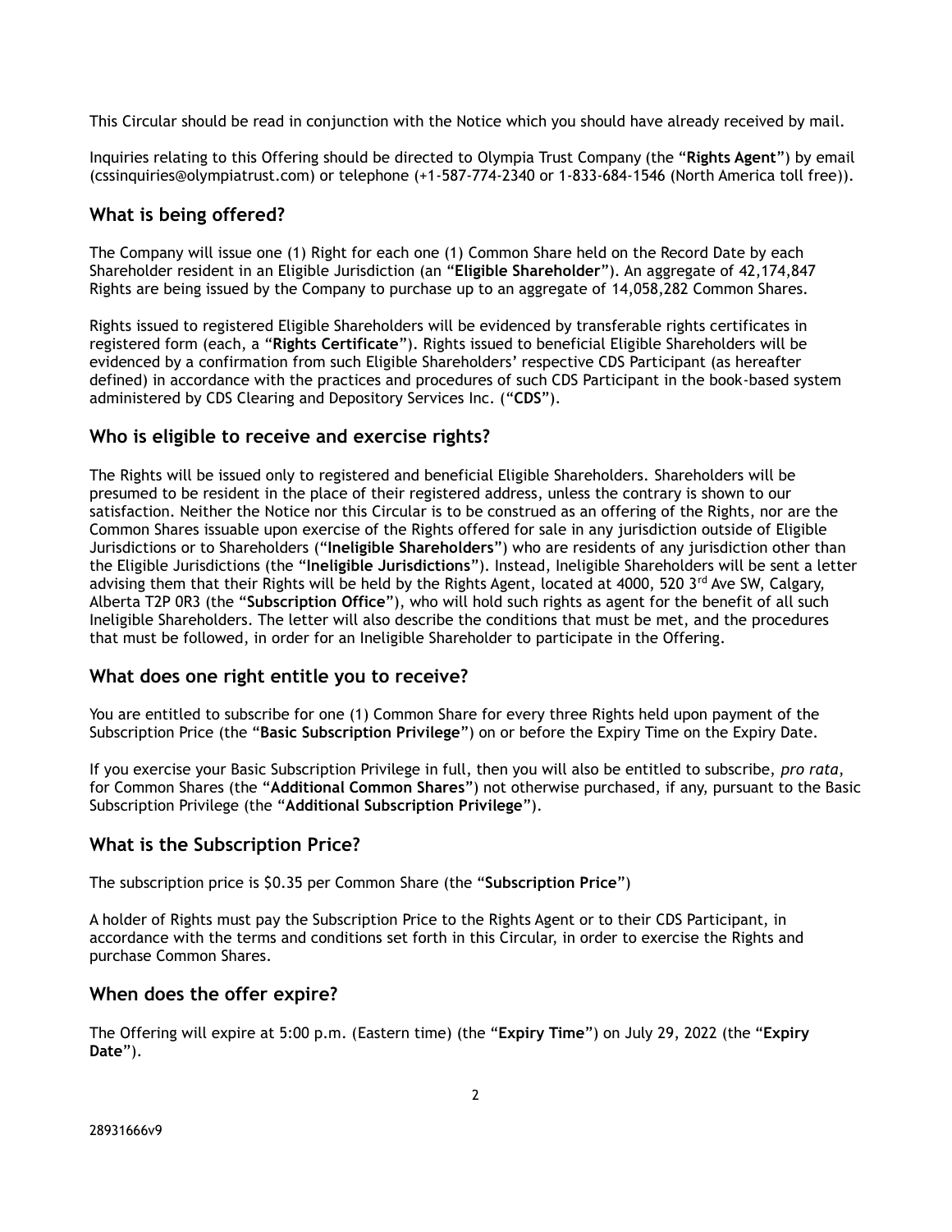This Circular should be read in conjunction with the Notice which you should have already received by mail.

Inquiries relating to this Offering should be directed to Olympia Trust Company (the "**Rights Agent**") by email (cssinquiries@olympiatrust.com) or telephone (+1-587-774-2340 or 1-833-684-1546 (North America toll free)).

## What is being offered?

The Company will issue one (1) Right for each one (1) Common Share held on the Record Date by each Shareholder resident in an Eligible Jurisdiction (an "**Eligible Shareholder**"). An aggregate of 42,174,847 Rights are being issued by the Company to purchase up to an aggregate of 14,058,282 Common Shares.

Rights issued to registered Eligible Shareholders will be evidenced by transferable rights certificates in registered form (each, a "**Rights Certificate**"). Rights issued to beneficial Eligible Shareholders will be evidenced by a confirmation from such Eligible Shareholders' respective CDS Participant (as hereafter defined) in accordance with the practices and procedures of such CDS Participant in the book-based system administered by CDS Clearing and Depository Services Inc. ("**CDS**").

## Who is eligible to receive and exercise rights?

The Rights will be issued only to registered and beneficial Eligible Shareholders. Shareholders will be presumed to be resident in the place of their registered address, unless the contrary is shown to our satisfaction. Neither the Notice nor this Circular is to be construed as an offering of the Rights, nor are the Common Shares issuable upon exercise of the Rights offered for sale in any jurisdiction outside of Eligible Jurisdictions or to Shareholders ("**Ineligible Shareholders**") who are residents of any jurisdiction other than the Eligible Jurisdictions (the "**Ineligible Jurisdictions**"). Instead, Ineligible Shareholders will be sent a letter advising them that their Rights will be held by the Rights Agent, located at 4000, 520 3rd Ave SW, Calgary, Alberta T2P 0R3 (the "**Subscription Office**"), who will hold such rights as agent for the benefit of all such Ineligible Shareholders. The letter will also describe the conditions that must be met, and the procedures that must be followed, in order for an Ineligible Shareholder to participate in the Offering.

## What does one right entitle you to receive?

You are entitled to subscribe for one (1) Common Share for every three Rights held upon payment of the Subscription Price (the "**Basic Subscription Privilege**") on or before the Expiry Time on the Expiry Date.

If you exercise your Basic Subscription Privilege in full, then you will also be entitled to subscribe, *pro rata*, for Common Shares (the "**Additional Common Shares**") not otherwise purchased, if any, pursuant to the Basic Subscription Privilege (the "**Additional Subscription Privilege**").

## What is the Subscription Price?

The subscription price is $0.35 per Common Share (the "**Subscription Price**")

A holder of Rights must pay the Subscription Price to the Rights Agent or to their CDS Participant, in accordance with the terms and conditions set forth in this Circular, in order to exercise the Rights and purchase Common Shares.

## When does the offer expire?

The Offering will expire at 5:00 p.m. (Eastern time) (the "**Expiry Time**") on July 29, 2022 (the "**Expiry Date**").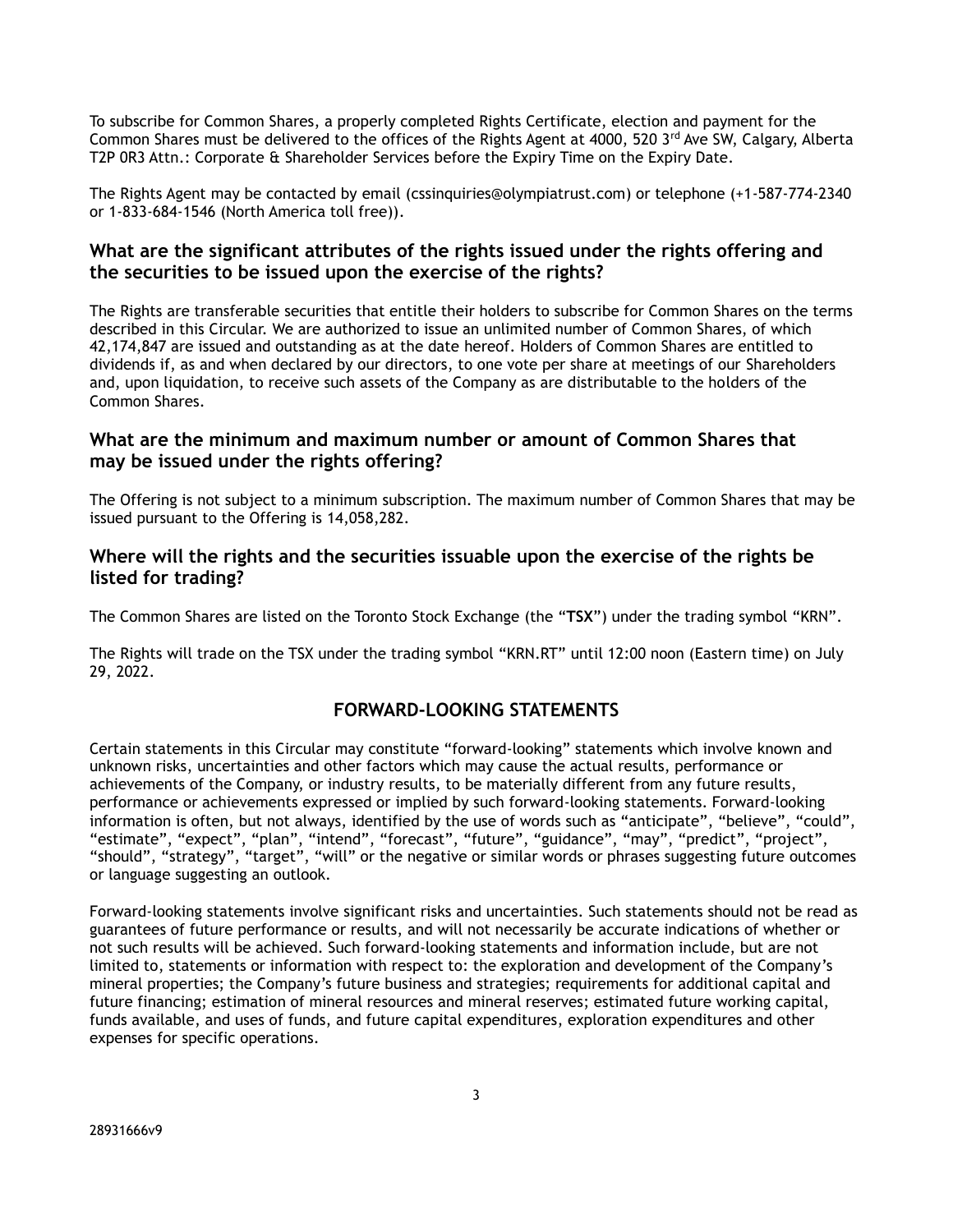To subscribe for Common Shares, a properly completed Rights Certificate, election and payment for the Common Shares must be delivered to the offices of the Rights Agent at 4000, 520 3rd Ave SW, Calgary, Alberta T2P 0R3 Attn.: Corporate & Shareholder Services before the Expiry Time on the Expiry Date.

The Rights Agent may be contacted by email (cssinquiries@olympiatrust.com) or telephone (+1-587-774-2340 or 1-833-684-1546 (North America toll free)).

## What are the significant attributes of the rights issued under the rights offering and the securities to be issued upon the exercise of the rights?

The Rights are transferable securities that entitle their holders to subscribe for Common Shares on the terms described in this Circular. We are authorized to issue an unlimited number of Common Shares, of which 42,174,847 are issued and outstanding as at the date hereof. Holders of Common Shares are entitled to dividends if, as and when declared by our directors, to one vote per share at meetings of our Shareholders and, upon liquidation, to receive such assets of the Company as are distributable to the holders of the Common Shares.

## What are the minimum and maximum number or amount of Common Shares that may be issued under the rights offering?

The Offering is not subject to a minimum subscription. The maximum number of Common Shares that may be issued pursuant to the Offering is 14,058,282.

## Where will the rights and the securities issuable upon the exercise of the rights be listed for trading?

The Common Shares are listed on the Toronto Stock Exchange (the "**TSX**") under the trading symbol "KRN".

The Rights will trade on the TSX under the trading symbol "KRN.RT" until 12:00 noon (Eastern time) on July 29, 2022.

## FORWARD-LOOKING STATEMENTS

Certain statements in this Circular may constitute "forward-looking" statements which involve known and unknown risks, uncertainties and other factors which may cause the actual results, performance or achievements of the Company, or industry results, to be materially different from any future results, performance or achievements expressed or implied by such forward-looking statements. Forward-looking information is often, but not always, identified by the use of words such as "anticipate", "believe", "could", "estimate", "expect", "plan", "intend", "forecast", "future", "guidance", "may", "predict", "project", "should", "strategy", "target", "will" or the negative or similar words or phrases suggesting future outcomes or language suggesting an outlook.

Forward-looking statements involve significant risks and uncertainties. Such statements should not be read as guarantees of future performance or results, and will not necessarily be accurate indications of whether or not such results will be achieved. Such forward-looking statements and information include, but are not limited to, statements or information with respect to: the exploration and development of the Company's mineral properties; the Company's future business and strategies; requirements for additional capital and future financing; estimation of mineral resources and mineral reserves; estimated future working capital, funds available, and uses of funds, and future capital expenditures, exploration expenditures and other expenses for specific operations.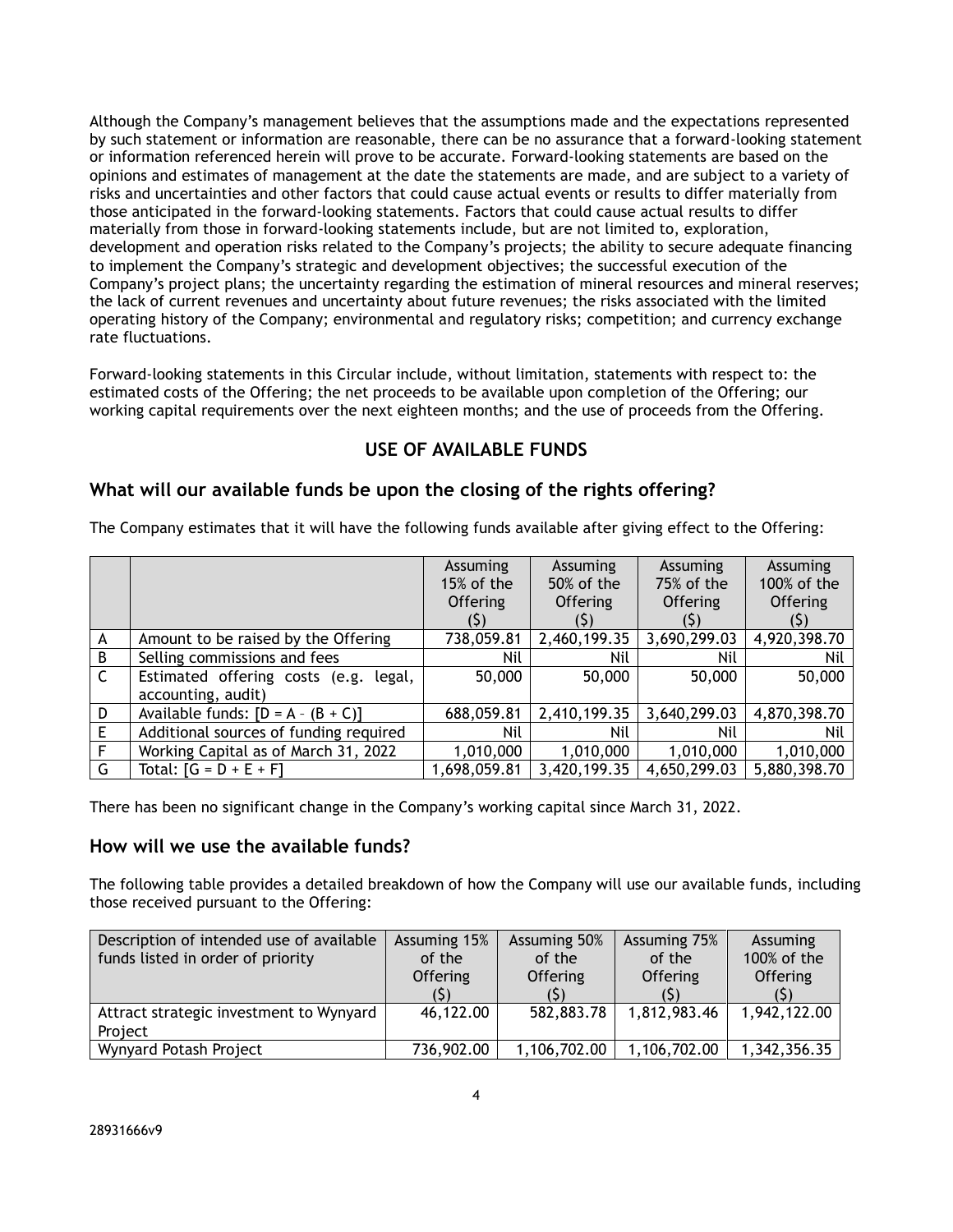Although the Company's management believes that the assumptions made and the expectations represented by such statement or information are reasonable, there can be no assurance that a forward-looking statement or information referenced herein will prove to be accurate. Forward-looking statements are based on the opinions and estimates of management at the date the statements are made, and are subject to a variety of risks and uncertainties and other factors that could cause actual events or results to differ materially from those anticipated in the forward-looking statements. Factors that could cause actual results to differ materially from those in forward-looking statements include, but are not limited to, exploration, development and operation risks related to the Company's projects; the ability to secure adequate financing to implement the Company's strategic and development objectives; the successful execution of the Company's project plans; the uncertainty regarding the estimation of mineral resources and mineral reserves; the lack of current revenues and uncertainty about future revenues; the risks associated with the limited operating history of the Company; environmental and regulatory risks; competition; and currency exchange rate fluctuations.

Forward-looking statements in this Circular include, without limitation, statements with respect to: the estimated costs of the Offering; the net proceeds to be available upon completion of the Offering; our working capital requirements over the next eighteen months; and the use of proceeds from the Offering.

## USE OF AVAILABLE FUNDS

### What will our available funds be upon the closing of the rights offering?

The Company estimates that it will have the following funds available after giving effect to the Offering:

| | | Assuming 15% of the Offering ($) | Assuming 50% of the Offering ($) | Assuming 75% of the Offering ($) | Assuming 100% of the Offering ($) |
|---|---|---|---|---|---|
| A | Amount to be raised by the Offering | 738,059.81 | 2,460,199.35 | 3,690,299.03 | 4,920,398.70 |
| B | Selling commissions and fees | Nil | Nil | Nil | Nil |
| C | Estimated offering costs (e.g. legal, accounting, audit) | 50,000 | 50,000 | 50,000 | 50,000 |
| D | Available funds: [D = A – (B + C)] | 688,059.81 | 2,410,199.35 | 3,640,299.03 | 4,870,398.70 |
| E | Additional sources of funding required | Nil | Nil | Nil | Nil |
| F | Working Capital as of March 31, 2022 | 1,010,000 | 1,010,000 | 1,010,000 | 1,010,000 |
| G | Total: [G = D + E + F] | 1,698,059.81 | 3,420,199.35 | 4,650,299.03 | 5,880,398.70 |

There has been no significant change in the Company's working capital since March 31, 2022.

### How will we use the available funds?

The following table provides a detailed breakdown of how the Company will use our available funds, including those received pursuant to the Offering:

| Description of intended use of available funds listed in order of priority | Assuming 15% of the Offering ($) | Assuming 50% of the Offering ($) | Assuming 75% of the Offering ($) | Assuming 100% of the Offering ($) |
|---|---|---|---|---|
| Attract strategic investment to Wynyard Project | 46,122.00 | 582,883.78 | 1,812,983.46 | 1,942,122.00 |
| Wynyard Potash Project | 736,902.00 | 1,106,702.00 | 1,106,702.00 | 1,342,356.35 |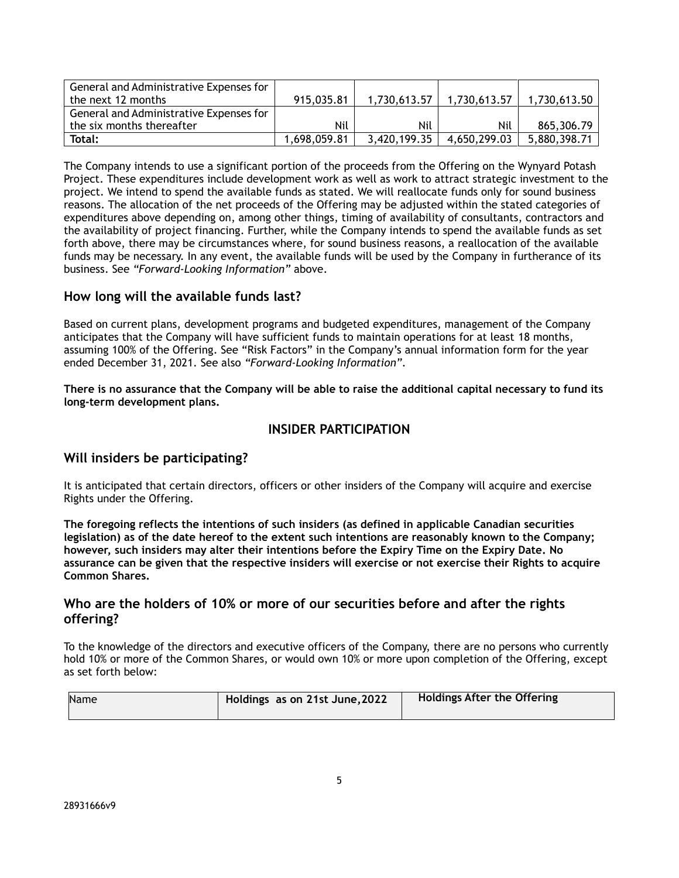| | | | | |
|---|---|---|---|---|
| General and Administrative Expenses for the next 12 months | 915,035.81 | 1,730,613.57 | 1,730,613.57 | 1,730,613.50 |
| General and Administrative Expenses for the six months thereafter | Nil | Nil | Nil | 865,306.79 |
| **Total:** | 1,698,059.81 | 3,420,199.35 | 4,650,299.03 | 5,880,398.71 |

The Company intends to use a significant portion of the proceeds from the Offering on the Wynyard Potash Project. These expenditures include development work as well as work to attract strategic investment to the project. We intend to spend the available funds as stated. We will reallocate funds only for sound business reasons. The allocation of the net proceeds of the Offering may be adjusted within the stated categories of expenditures above depending on, among other things, timing of availability of consultants, contractors and the availability of project financing. Further, while the Company intends to spend the available funds as set forth above, there may be circumstances where, for sound business reasons, a reallocation of the available funds may be necessary. In any event, the available funds will be used by the Company in furtherance of its business. See *"Forward-Looking Information"* above.

## How long will the available funds last?

Based on current plans, development programs and budgeted expenditures, management of the Company anticipates that the Company will have sufficient funds to maintain operations for at least 18 months, assuming 100% of the Offering. See "Risk Factors" in the Company's annual information form for the year ended December 31, 2021. See also *"Forward-Looking Information"*.

**There is no assurance that the Company will be able to raise the additional capital necessary to fund its long-term development plans.**

# INSIDER PARTICIPATION

## Will insiders be participating?

It is anticipated that certain directors, officers or other insiders of the Company will acquire and exercise Rights under the Offering.

**The foregoing reflects the intentions of such insiders (as defined in applicable Canadian securities legislation) as of the date hereof to the extent such intentions are reasonably known to the Company; however, such insiders may alter their intentions before the Expiry Time on the Expiry Date. No assurance can be given that the respective insiders will exercise or not exercise their Rights to acquire Common Shares.**

## Who are the holders of 10% or more of our securities before and after the rights offering?

To the knowledge of the directors and executive officers of the Company, there are no persons who currently hold 10% or more of the Common Shares, or would own 10% or more upon completion of the Offering, except as set forth below:

| Name | **Holdings as on 21st June,2022** | **Holdings After the Offering** |
|---|---|---|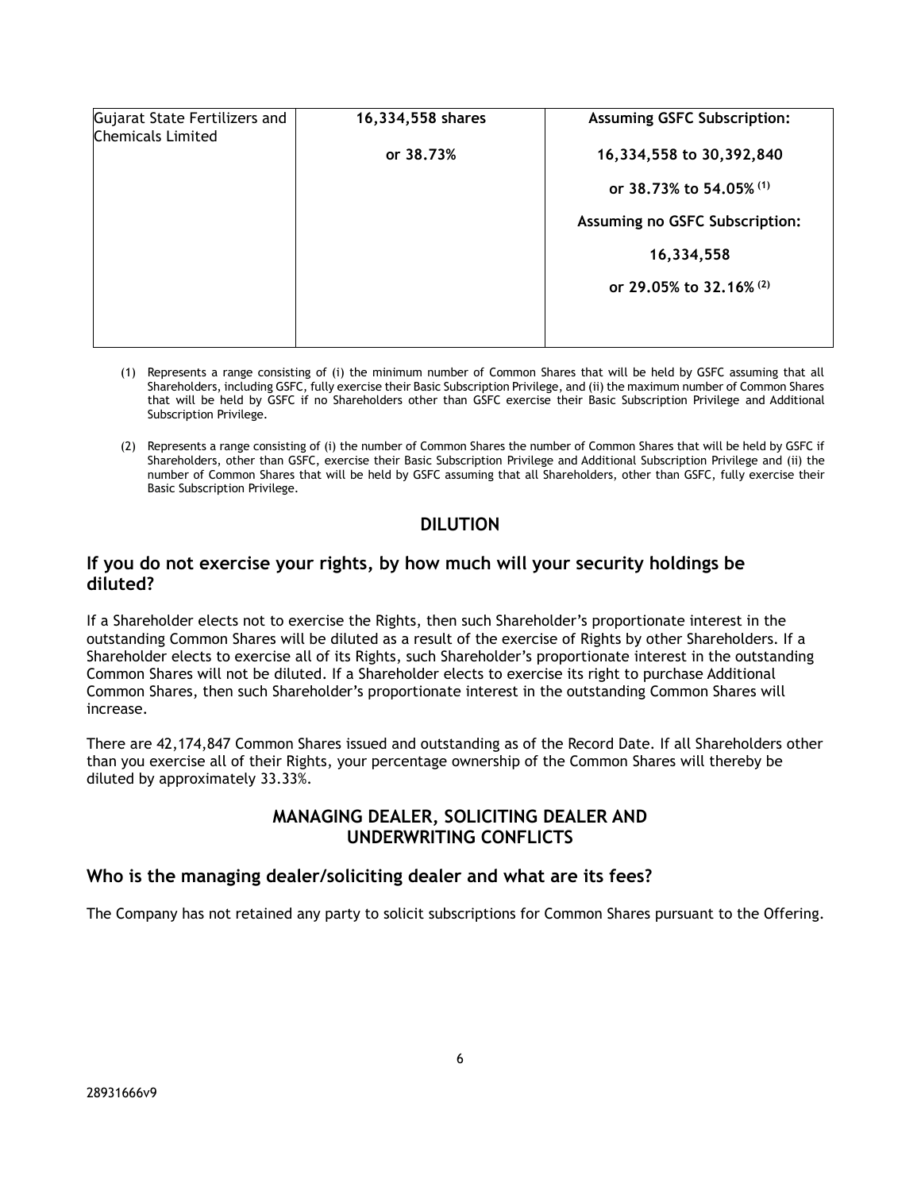| Gujarat State Fertilizers and Chemicals Limited | **16,334,558 shares**<br><br>**or 38.73%** | **Assuming GSFC Subscription:**<br><br>**16,334,558 to 30,392,840**<br><br>**or 38.73% to 54.05%** (1)<br><br>**Assuming no GSFC Subscription:**<br><br>**16,334,558**<br><br>**or 29.05% to 32.16%** (2) |
|---|---|---|

(1) Represents a range consisting of (i) the minimum number of Common Shares that will be held by GSFC assuming that all Shareholders, including GSFC, fully exercise their Basic Subscription Privilege, and (ii) the maximum number of Common Shares that will be held by GSFC if no Shareholders other than GSFC exercise their Basic Subscription Privilege and Additional Subscription Privilege.

(2) Represents a range consisting of (i) the number of Common Shares the number of Common Shares that will be held by GSFC if Shareholders, other than GSFC, exercise their Basic Subscription Privilege and Additional Subscription Privilege and (ii) the number of Common Shares that will be held by GSFC assuming that all Shareholders, other than GSFC, fully exercise their Basic Subscription Privilege.

## DILUTION

### If you do not exercise your rights, by how much will your security holdings be diluted?

If a Shareholder elects not to exercise the Rights, then such Shareholder's proportionate interest in the outstanding Common Shares will be diluted as a result of the exercise of Rights by other Shareholders. If a Shareholder elects to exercise all of its Rights, such Shareholder's proportionate interest in the outstanding Common Shares will not be diluted. If a Shareholder elects to exercise its right to purchase Additional Common Shares, then such Shareholder's proportionate interest in the outstanding Common Shares will increase.

There are 42,174,847 Common Shares issued and outstanding as of the Record Date. If all Shareholders other than you exercise all of their Rights, your percentage ownership of the Common Shares will thereby be diluted by approximately 33.33%.

## MANAGING DEALER, SOLICITING DEALER AND UNDERWRITING CONFLICTS

### Who is the managing dealer/soliciting dealer and what are its fees?

The Company has not retained any party to solicit subscriptions for Common Shares pursuant to the Offering.

28931666v9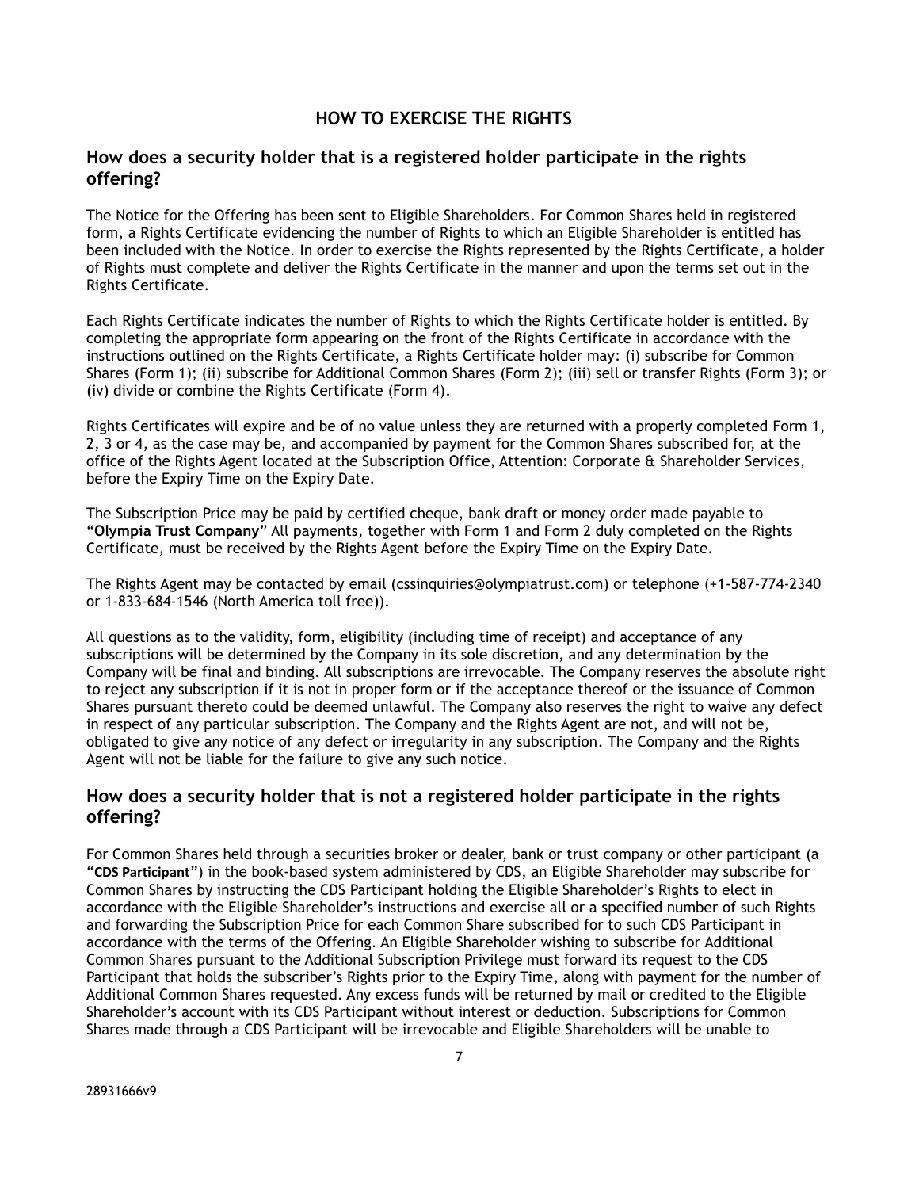## HOW TO EXERCISE THE RIGHTS

### How does a security holder that is a registered holder participate in the rights offering?

The Notice for the Offering has been sent to Eligible Shareholders. For Common Shares held in registered form, a Rights Certificate evidencing the number of Rights to which an Eligible Shareholder is entitled has been included with the Notice. In order to exercise the Rights represented by the Rights Certificate, a holder of Rights must complete and deliver the Rights Certificate in the manner and upon the terms set out in the Rights Certificate.

Each Rights Certificate indicates the number of Rights to which the Rights Certificate holder is entitled. By completing the appropriate form appearing on the front of the Rights Certificate in accordance with the instructions outlined on the Rights Certificate, a Rights Certificate holder may: (i) subscribe for Common Shares (Form 1); (ii) subscribe for Additional Common Shares (Form 2); (iii) sell or transfer Rights (Form 3); or (iv) divide or combine the Rights Certificate (Form 4).

Rights Certificates will expire and be of no value unless they are returned with a properly completed Form 1, 2, 3 or 4, as the case may be, and accompanied by payment for the Common Shares subscribed for, at the office of the Rights Agent located at the Subscription Office, Attention: Corporate & Shareholder Services, before the Expiry Time on the Expiry Date.

The Subscription Price may be paid by certified cheque, bank draft or money order made payable to "**Olympia Trust Company**" All payments, together with Form 1 and Form 2 duly completed on the Rights Certificate, must be received by the Rights Agent before the Expiry Time on the Expiry Date.

The Rights Agent may be contacted by email (cssinquiries@olympiatrust.com) or telephone (+1-587-774-2340 or 1-833-684-1546 (North America toll free)).

All questions as to the validity, form, eligibility (including time of receipt) and acceptance of any subscriptions will be determined by the Company in its sole discretion, and any determination by the Company will be final and binding. All subscriptions are irrevocable. The Company reserves the absolute right to reject any subscription if it is not in proper form or if the acceptance thereof or the issuance of Common Shares pursuant thereto could be deemed unlawful. The Company also reserves the right to waive any defect in respect of any particular subscription. The Company and the Rights Agent are not, and will not be, obligated to give any notice of any defect or irregularity in any subscription. The Company and the Rights Agent will not be liable for the failure to give any such notice.

### How does a security holder that is not a registered holder participate in the rights offering?

For Common Shares held through a securities broker or dealer, bank or trust company or other participant (a "**CDS Participant**") in the book-based system administered by CDS, an Eligible Shareholder may subscribe for Common Shares by instructing the CDS Participant holding the Eligible Shareholder's Rights to elect in accordance with the Eligible Shareholder's instructions and exercise all or a specified number of such Rights and forwarding the Subscription Price for each Common Share subscribed for to such CDS Participant in accordance with the terms of the Offering. An Eligible Shareholder wishing to subscribe for Additional Common Shares pursuant to the Additional Subscription Privilege must forward its request to the CDS Participant that holds the subscriber's Rights prior to the Expiry Time, along with payment for the number of Additional Common Shares requested. Any excess funds will be returned by mail or credited to the Eligible Shareholder's account with its CDS Participant without interest or deduction. Subscriptions for Common Shares made through a CDS Participant will be irrevocable and Eligible Shareholders will be unable to

28931666v9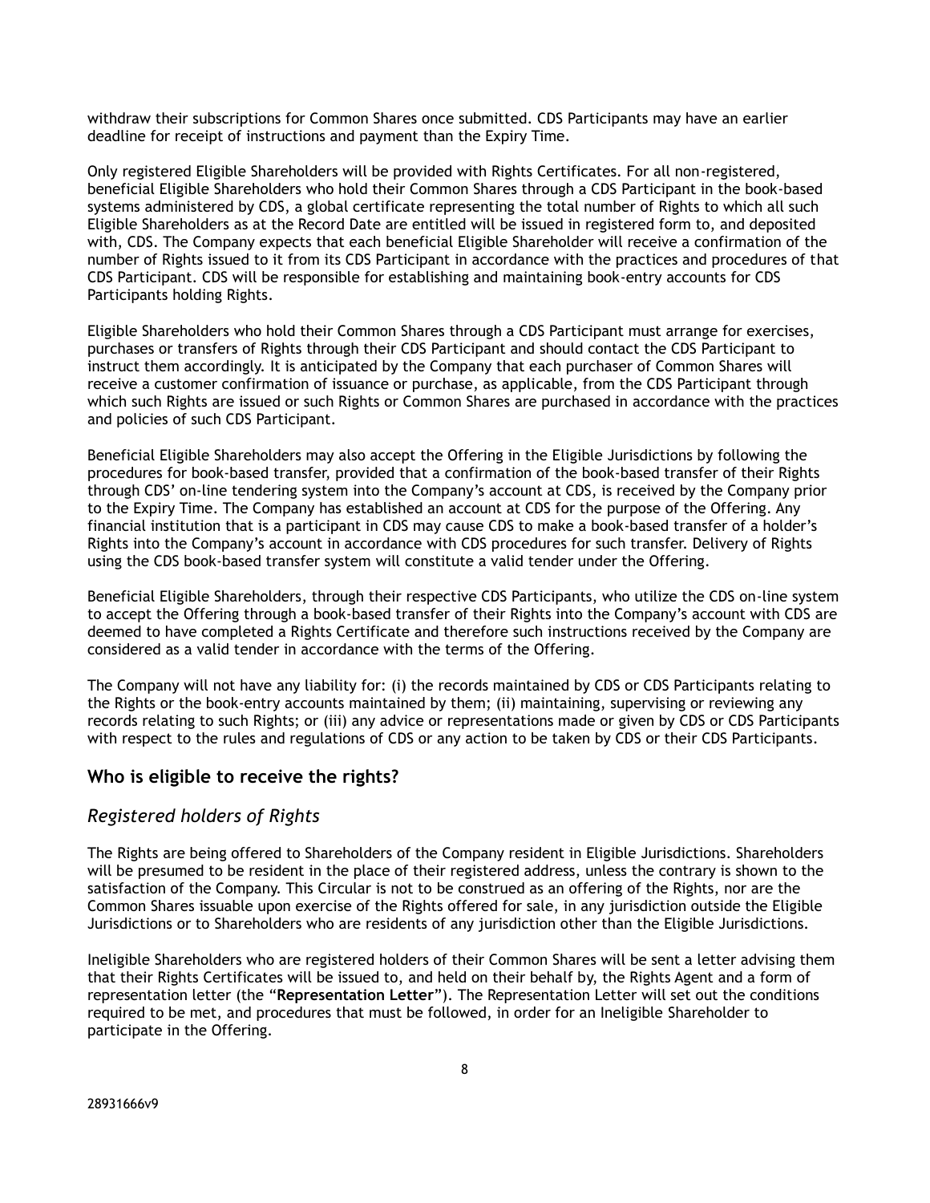withdraw their subscriptions for Common Shares once submitted. CDS Participants may have an earlier deadline for receipt of instructions and payment than the Expiry Time.

Only registered Eligible Shareholders will be provided with Rights Certificates. For all non-registered, beneficial Eligible Shareholders who hold their Common Shares through a CDS Participant in the book-based systems administered by CDS, a global certificate representing the total number of Rights to which all such Eligible Shareholders as at the Record Date are entitled will be issued in registered form to, and deposited with, CDS. The Company expects that each beneficial Eligible Shareholder will receive a confirmation of the number of Rights issued to it from its CDS Participant in accordance with the practices and procedures of that CDS Participant. CDS will be responsible for establishing and maintaining book-entry accounts for CDS Participants holding Rights.

Eligible Shareholders who hold their Common Shares through a CDS Participant must arrange for exercises, purchases or transfers of Rights through their CDS Participant and should contact the CDS Participant to instruct them accordingly. It is anticipated by the Company that each purchaser of Common Shares will receive a customer confirmation of issuance or purchase, as applicable, from the CDS Participant through which such Rights are issued or such Rights or Common Shares are purchased in accordance with the practices and policies of such CDS Participant.

Beneficial Eligible Shareholders may also accept the Offering in the Eligible Jurisdictions by following the procedures for book-based transfer, provided that a confirmation of the book-based transfer of their Rights through CDS' on-line tendering system into the Company's account at CDS, is received by the Company prior to the Expiry Time. The Company has established an account at CDS for the purpose of the Offering. Any financial institution that is a participant in CDS may cause CDS to make a book-based transfer of a holder's Rights into the Company's account in accordance with CDS procedures for such transfer. Delivery of Rights using the CDS book-based transfer system will constitute a valid tender under the Offering.

Beneficial Eligible Shareholders, through their respective CDS Participants, who utilize the CDS on-line system to accept the Offering through a book-based transfer of their Rights into the Company's account with CDS are deemed to have completed a Rights Certificate and therefore such instructions received by the Company are considered as a valid tender in accordance with the terms of the Offering.

The Company will not have any liability for: (i) the records maintained by CDS or CDS Participants relating to the Rights or the book-entry accounts maintained by them; (ii) maintaining, supervising or reviewing any records relating to such Rights; or (iii) any advice or representations made or given by CDS or CDS Participants with respect to the rules and regulations of CDS or any action to be taken by CDS or their CDS Participants.

## Who is eligible to receive the rights?

### *Registered holders of Rights*

The Rights are being offered to Shareholders of the Company resident in Eligible Jurisdictions. Shareholders will be presumed to be resident in the place of their registered address, unless the contrary is shown to the satisfaction of the Company. This Circular is not to be construed as an offering of the Rights, nor are the Common Shares issuable upon exercise of the Rights offered for sale, in any jurisdiction outside the Eligible Jurisdictions or to Shareholders who are residents of any jurisdiction other than the Eligible Jurisdictions.

Ineligible Shareholders who are registered holders of their Common Shares will be sent a letter advising them that their Rights Certificates will be issued to, and held on their behalf by, the Rights Agent and a form of representation letter (the "**Representation Letter**"). The Representation Letter will set out the conditions required to be met, and procedures that must be followed, in order for an Ineligible Shareholder to participate in the Offering.

28931666v9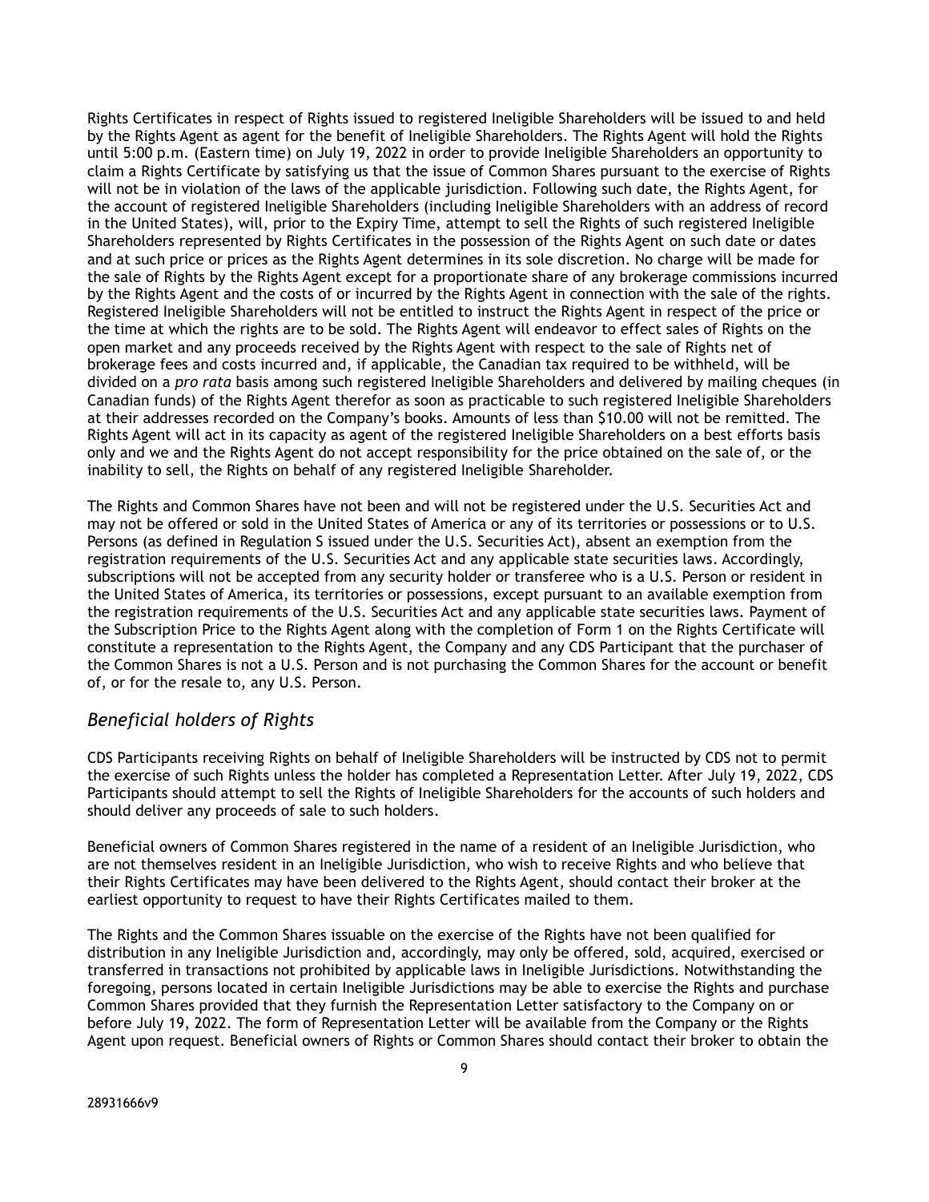Rights Certificates in respect of Rights issued to registered Ineligible Shareholders will be issued to and held by the Rights Agent as agent for the benefit of Ineligible Shareholders. The Rights Agent will hold the Rights until 5:00 p.m. (Eastern time) on July 19, 2022 in order to provide Ineligible Shareholders an opportunity to claim a Rights Certificate by satisfying us that the issue of Common Shares pursuant to the exercise of Rights will not be in violation of the laws of the applicable jurisdiction. Following such date, the Rights Agent, for the account of registered Ineligible Shareholders (including Ineligible Shareholders with an address of record in the United States), will, prior to the Expiry Time, attempt to sell the Rights of such registered Ineligible Shareholders represented by Rights Certificates in the possession of the Rights Agent on such date or dates and at such price or prices as the Rights Agent determines in its sole discretion. No charge will be made for the sale of Rights by the Rights Agent except for a proportionate share of any brokerage commissions incurred by the Rights Agent and the costs of or incurred by the Rights Agent in connection with the sale of the rights. Registered Ineligible Shareholders will not be entitled to instruct the Rights Agent in respect of the price or the time at which the rights are to be sold. The Rights Agent will endeavor to effect sales of Rights on the open market and any proceeds received by the Rights Agent with respect to the sale of Rights net of brokerage fees and costs incurred and, if applicable, the Canadian tax required to be withheld, will be divided on a *pro rata* basis among such registered Ineligible Shareholders and delivered by mailing cheques (in Canadian funds) of the Rights Agent therefor as soon as practicable to such registered Ineligible Shareholders at their addresses recorded on the Company's books. Amounts of less than $10.00 will not be remitted. The Rights Agent will act in its capacity as agent of the registered Ineligible Shareholders on a best efforts basis only and we and the Rights Agent do not accept responsibility for the price obtained on the sale of, or the inability to sell, the Rights on behalf of any registered Ineligible Shareholder.

The Rights and Common Shares have not been and will not be registered under the U.S. Securities Act and may not be offered or sold in the United States of America or any of its territories or possessions or to U.S. Persons (as defined in Regulation S issued under the U.S. Securities Act), absent an exemption from the registration requirements of the U.S. Securities Act and any applicable state securities laws. Accordingly, subscriptions will not be accepted from any security holder or transferee who is a U.S. Person or resident in the United States of America, its territories or possessions, except pursuant to an available exemption from the registration requirements of the U.S. Securities Act and any applicable state securities laws. Payment of the Subscription Price to the Rights Agent along with the completion of Form 1 on the Rights Certificate will constitute a representation to the Rights Agent, the Company and any CDS Participant that the purchaser of the Common Shares is not a U.S. Person and is not purchasing the Common Shares for the account or benefit of, or for the resale to, any U.S. Person.

### *Beneficial holders of Rights*

CDS Participants receiving Rights on behalf of Ineligible Shareholders will be instructed by CDS not to permit the exercise of such Rights unless the holder has completed a Representation Letter. After July 19, 2022, CDS Participants should attempt to sell the Rights of Ineligible Shareholders for the accounts of such holders and should deliver any proceeds of sale to such holders.

Beneficial owners of Common Shares registered in the name of a resident of an Ineligible Jurisdiction, who are not themselves resident in an Ineligible Jurisdiction, who wish to receive Rights and who believe that their Rights Certificates may have been delivered to the Rights Agent, should contact their broker at the earliest opportunity to request to have their Rights Certificates mailed to them.

The Rights and the Common Shares issuable on the exercise of the Rights have not been qualified for distribution in any Ineligible Jurisdiction and, accordingly, may only be offered, sold, acquired, exercised or transferred in transactions not prohibited by applicable laws in Ineligible Jurisdictions. Notwithstanding the foregoing, persons located in certain Ineligible Jurisdictions may be able to exercise the Rights and purchase Common Shares provided that they furnish the Representation Letter satisfactory to the Company on or before July 19, 2022. The form of Representation Letter will be available from the Company or the Rights Agent upon request. Beneficial owners of Rights or Common Shares should contact their broker to obtain the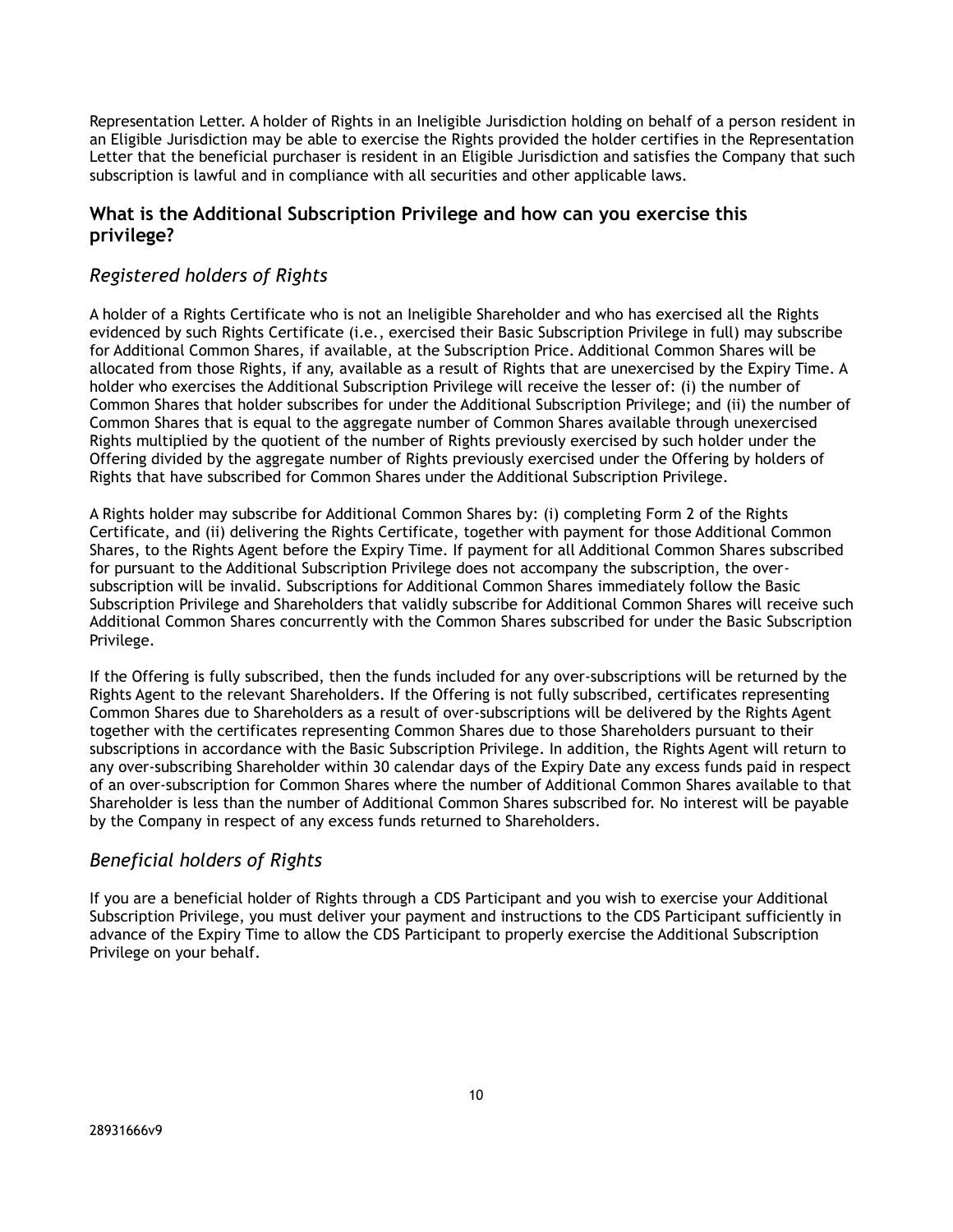Representation Letter. A holder of Rights in an Ineligible Jurisdiction holding on behalf of a person resident in an Eligible Jurisdiction may be able to exercise the Rights provided the holder certifies in the Representation Letter that the beneficial purchaser is resident in an Eligible Jurisdiction and satisfies the Company that such subscription is lawful and in compliance with all securities and other applicable laws.

## What is the Additional Subscription Privilege and how can you exercise this privilege?

### *Registered holders of Rights*

A holder of a Rights Certificate who is not an Ineligible Shareholder and who has exercised all the Rights evidenced by such Rights Certificate (i.e., exercised their Basic Subscription Privilege in full) may subscribe for Additional Common Shares, if available, at the Subscription Price. Additional Common Shares will be allocated from those Rights, if any, available as a result of Rights that are unexercised by the Expiry Time. A holder who exercises the Additional Subscription Privilege will receive the lesser of: (i) the number of Common Shares that holder subscribes for under the Additional Subscription Privilege; and (ii) the number of Common Shares that is equal to the aggregate number of Common Shares available through unexercised Rights multiplied by the quotient of the number of Rights previously exercised by such holder under the Offering divided by the aggregate number of Rights previously exercised under the Offering by holders of Rights that have subscribed for Common Shares under the Additional Subscription Privilege.

A Rights holder may subscribe for Additional Common Shares by: (i) completing Form 2 of the Rights Certificate, and (ii) delivering the Rights Certificate, together with payment for those Additional Common Shares, to the Rights Agent before the Expiry Time. If payment for all Additional Common Shares subscribed for pursuant to the Additional Subscription Privilege does not accompany the subscription, the over-subscription will be invalid. Subscriptions for Additional Common Shares immediately follow the Basic Subscription Privilege and Shareholders that validly subscribe for Additional Common Shares will receive such Additional Common Shares concurrently with the Common Shares subscribed for under the Basic Subscription Privilege.

If the Offering is fully subscribed, then the funds included for any over-subscriptions will be returned by the Rights Agent to the relevant Shareholders. If the Offering is not fully subscribed, certificates representing Common Shares due to Shareholders as a result of over-subscriptions will be delivered by the Rights Agent together with the certificates representing Common Shares due to those Shareholders pursuant to their subscriptions in accordance with the Basic Subscription Privilege. In addition, the Rights Agent will return to any over-subscribing Shareholder within 30 calendar days of the Expiry Date any excess funds paid in respect of an over-subscription for Common Shares where the number of Additional Common Shares available to that Shareholder is less than the number of Additional Common Shares subscribed for. No interest will be payable by the Company in respect of any excess funds returned to Shareholders.

### *Beneficial holders of Rights*

If you are a beneficial holder of Rights through a CDS Participant and you wish to exercise your Additional Subscription Privilege, you must deliver your payment and instructions to the CDS Participant sufficiently in advance of the Expiry Time to allow the CDS Participant to properly exercise the Additional Subscription Privilege on your behalf.

28931666v9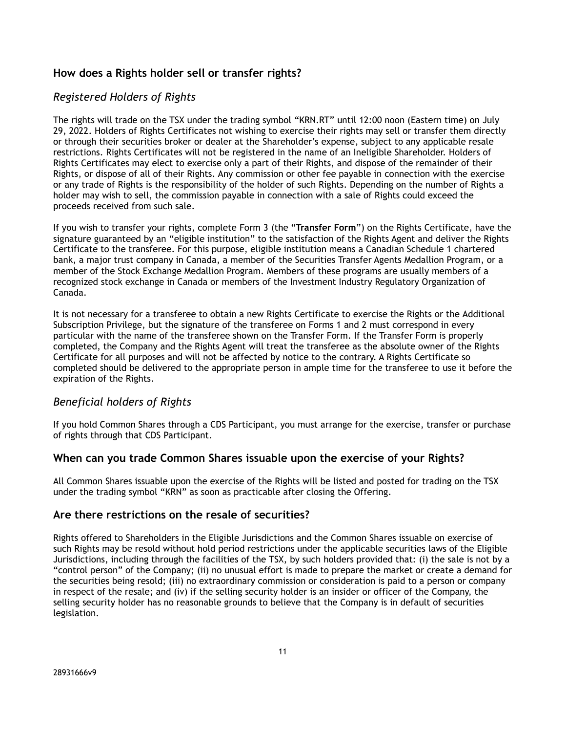## How does a Rights holder sell or transfer rights?

### *Registered Holders of Rights*

The rights will trade on the TSX under the trading symbol "KRN.RT" until 12:00 noon (Eastern time) on July 29, 2022. Holders of Rights Certificates not wishing to exercise their rights may sell or transfer them directly or through their securities broker or dealer at the Shareholder's expense, subject to any applicable resale restrictions. Rights Certificates will not be registered in the name of an Ineligible Shareholder. Holders of Rights Certificates may elect to exercise only a part of their Rights, and dispose of the remainder of their Rights, or dispose of all of their Rights. Any commission or other fee payable in connection with the exercise or any trade of Rights is the responsibility of the holder of such Rights. Depending on the number of Rights a holder may wish to sell, the commission payable in connection with a sale of Rights could exceed the proceeds received from such sale.

If you wish to transfer your rights, complete Form 3 (the "**Transfer Form**") on the Rights Certificate, have the signature guaranteed by an "eligible institution" to the satisfaction of the Rights Agent and deliver the Rights Certificate to the transferee. For this purpose, eligible institution means a Canadian Schedule 1 chartered bank, a major trust company in Canada, a member of the Securities Transfer Agents Medallion Program, or a member of the Stock Exchange Medallion Program. Members of these programs are usually members of a recognized stock exchange in Canada or members of the Investment Industry Regulatory Organization of Canada.

It is not necessary for a transferee to obtain a new Rights Certificate to exercise the Rights or the Additional Subscription Privilege, but the signature of the transferee on Forms 1 and 2 must correspond in every particular with the name of the transferee shown on the Transfer Form. If the Transfer Form is properly completed, the Company and the Rights Agent will treat the transferee as the absolute owner of the Rights Certificate for all purposes and will not be affected by notice to the contrary. A Rights Certificate so completed should be delivered to the appropriate person in ample time for the transferee to use it before the expiration of the Rights.

### *Beneficial holders of Rights*

If you hold Common Shares through a CDS Participant, you must arrange for the exercise, transfer or purchase of rights through that CDS Participant.

## When can you trade Common Shares issuable upon the exercise of your Rights?

All Common Shares issuable upon the exercise of the Rights will be listed and posted for trading on the TSX under the trading symbol "KRN" as soon as practicable after closing the Offering.

## Are there restrictions on the resale of securities?

Rights offered to Shareholders in the Eligible Jurisdictions and the Common Shares issuable on exercise of such Rights may be resold without hold period restrictions under the applicable securities laws of the Eligible Jurisdictions, including through the facilities of the TSX, by such holders provided that: (i) the sale is not by a "control person" of the Company; (ii) no unusual effort is made to prepare the market or create a demand for the securities being resold; (iii) no extraordinary commission or consideration is paid to a person or company in respect of the resale; and (iv) if the selling security holder is an insider or officer of the Company, the selling security holder has no reasonable grounds to believe that the Company is in default of securities legislation.

28931666v9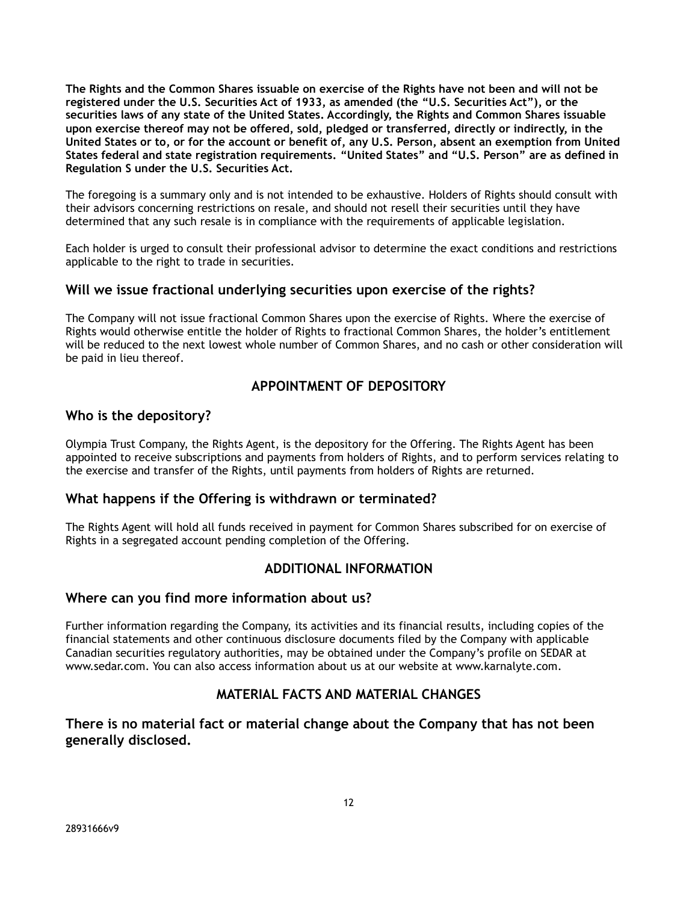**The Rights and the Common Shares issuable on exercise of the Rights have not been and will not be registered under the U.S. Securities Act of 1933, as amended (the "U.S. Securities Act"), or the securities laws of any state of the United States. Accordingly, the Rights and Common Shares issuable upon exercise thereof may not be offered, sold, pledged or transferred, directly or indirectly, in the United States or to, or for the account or benefit of, any U.S. Person, absent an exemption from United States federal and state registration requirements. "United States" and "U.S. Person" are as defined in Regulation S under the U.S. Securities Act.**

The foregoing is a summary only and is not intended to be exhaustive. Holders of Rights should consult with their advisors concerning restrictions on resale, and should not resell their securities until they have determined that any such resale is in compliance with the requirements of applicable legislation.

Each holder is urged to consult their professional advisor to determine the exact conditions and restrictions applicable to the right to trade in securities.

### Will we issue fractional underlying securities upon exercise of the rights?

The Company will not issue fractional Common Shares upon the exercise of Rights. Where the exercise of Rights would otherwise entitle the holder of Rights to fractional Common Shares, the holder's entitlement will be reduced to the next lowest whole number of Common Shares, and no cash or other consideration will be paid in lieu thereof.

## APPOINTMENT OF DEPOSITORY

### Who is the depository?

Olympia Trust Company, the Rights Agent, is the depository for the Offering. The Rights Agent has been appointed to receive subscriptions and payments from holders of Rights, and to perform services relating to the exercise and transfer of the Rights, until payments from holders of Rights are returned.

### What happens if the Offering is withdrawn or terminated?

The Rights Agent will hold all funds received in payment for Common Shares subscribed for on exercise of Rights in a segregated account pending completion of the Offering.

## ADDITIONAL INFORMATION

### Where can you find more information about us?

Further information regarding the Company, its activities and its financial results, including copies of the financial statements and other continuous disclosure documents filed by the Company with applicable Canadian securities regulatory authorities, may be obtained under the Company's profile on SEDAR at www.sedar.com. You can also access information about us at our website at www.karnalyte.com.

## MATERIAL FACTS AND MATERIAL CHANGES

### There is no material fact or material change about the Company that has not been generally disclosed.

28931666v9